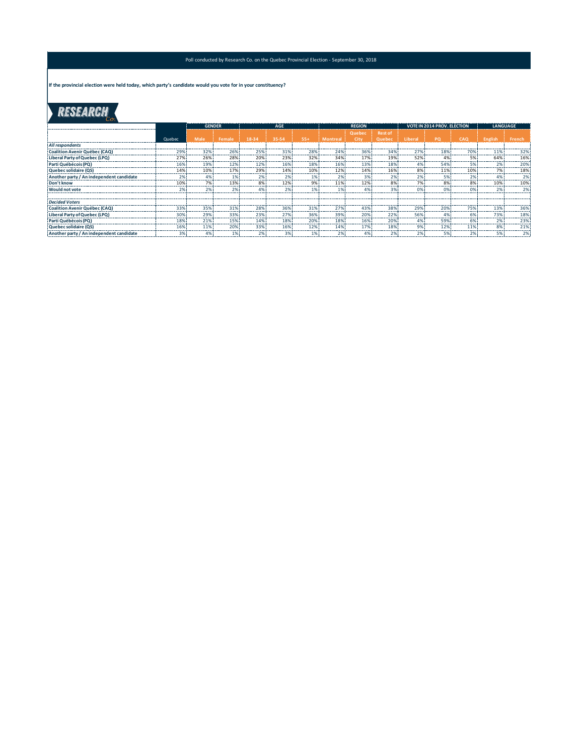Poll conducted by Research Co. on the Quebec Provincial Election - September 30, 2018

**If the provincial election were held today, which party's candidate would you vote for in your constituency?**

RESEARCH Co.

| | | GENDER | | AGE | | | REGION | | | VOTE IN 2014 PROV. ELECTION | | | LANGUAGE | |
|---|---|---|---|---|---|---|---|---|---|---|---|---|---|---|
| | Quebec | Male | Female | 18-34 | 35-54 | 55+ | Montreal | Quebec City | Rest of Quebec | Liberal | PQ | CAQ | English | French |
| ***All respondents*** | | | | | | | | | | | | | | |
| **Coalition Avenir Québec (CAQ)** | 29% | 32% | 26% | 25% | 31% | 28% | 24% | 36% | 34% | 27% | 18% | 70% | 11% | 32% |
| **Liberal Party of Quebec (LPQ)** | 27% | 26% | 28% | 20% | 23% | 32% | 34% | 17% | 19% | 52% | 4% | 5% | 64% | 16% |
| **Parti Québécois (PQ)** | 16% | 19% | 12% | 12% | 16% | 18% | 16% | 13% | 18% | 4% | 54% | 5% | 2% | 20% |
| **Quebec solidaire (QS)** | 14% | 10% | 17% | 29% | 14% | 10% | 12% | 14% | 16% | 8% | 11% | 10% | 7% | 18% |
| **Another party / An independent candidate** | 2% | 4% | 1% | 2% | 2% | 1% | 2% | 3% | 2% | 2% | 5% | 2% | 4% | 2% |
| **Don't know** | 10% | 7% | 13% | 8% | 12% | 9% | 11% | 12% | 8% | 7% | 8% | 8% | 10% | 10% |
| **Would not vote** | 2% | 2% | 2% | 4% | 2% | 1% | 1% | 4% | 3% | 0% | 0% | 0% | 2% | 2% |
| | | | | | | | | | | | | | | |
| ***Decided Voters*** | | | | | | | | | | | | | | |
| **Coalition Avenir Québec (CAQ)** | 33% | 35% | 31% | 28% | 36% | 31% | 27% | 43% | 38% | 29% | 20% | 75% | 13% | 36% |
| **Liberal Party of Quebec (LPQ)** | 30% | 29% | 33% | 23% | 27% | 36% | 39% | 20% | 22% | 56% | 4% | 6% | 73% | 18% |
| **Parti Québécois (PQ)** | 18% | 21% | 15% | 14% | 18% | 20% | 18% | 16% | 20% | 4% | 59% | 6% | 2% | 23% |
| **Quebec solidaire (QS)** | 16% | 11% | 20% | 33% | 16% | 12% | 14% | 17% | 18% | 9% | 12% | 11% | 8% | 21% |
| **Another party / An independent candidate** | 3% | 4% | 1% | 2% | 3% | 1% | 2% | 4% | 2% | 2% | 5% | 2% | 5% | 2% |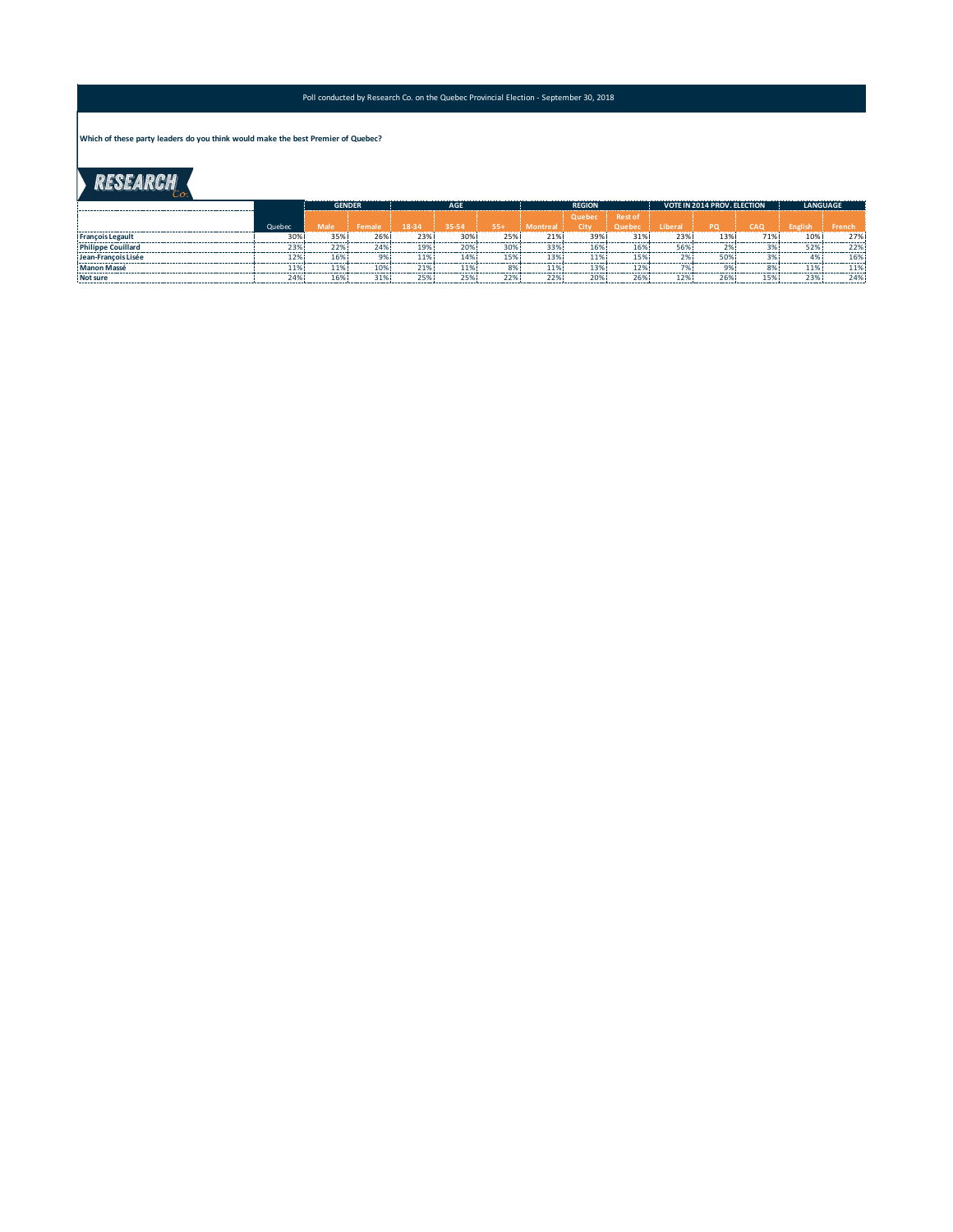Poll conducted by Research Co. on the Quebec Provincial Election - September 30, 2018

**Which of these party leaders do you think would make the best Premier of Quebec?**

| | | GENDER | | AGE | | | REGION | | | VOTE IN 2014 PROV. ELECTION | | | LANGUAGE | |
|---|---|---|---|---|---|---|---|---|---|---|---|---|---|---|
| | Quebec | Male | Female | 18-34 | 35-54 | 55+ | Montreal | Quebec City | Rest of Quebec | Liberal | PQ | CAQ | English | French |
| **François Legault** | 30% | 35% | 26% | 23% | 30% | 25% | 21% | 39% | 31% | 23% | 13% | 71% | 10% | 27% |
| **Philippe Couillard** | 23% | 22% | 24% | 19% | 20% | 30% | 33% | 16% | 16% | 56% | 2% | 3% | 52% | 22% |
| **Jean-François Lisée** | 12% | 16% | 9% | 11% | 14% | 15% | 13% | 11% | 15% | 2% | 50% | 3% | 4% | 16% |
| **Manon Massé** | 11% | 11% | 10% | 21% | 11% | 8% | 11% | 13% | 12% | 7% | 9% | 8% | 11% | 11% |
| **Not sure** | 24% | 16% | 31% | 25% | 25% | 22% | 22% | 20% | 26% | 12% | 26% | 15% | 23% | 24% |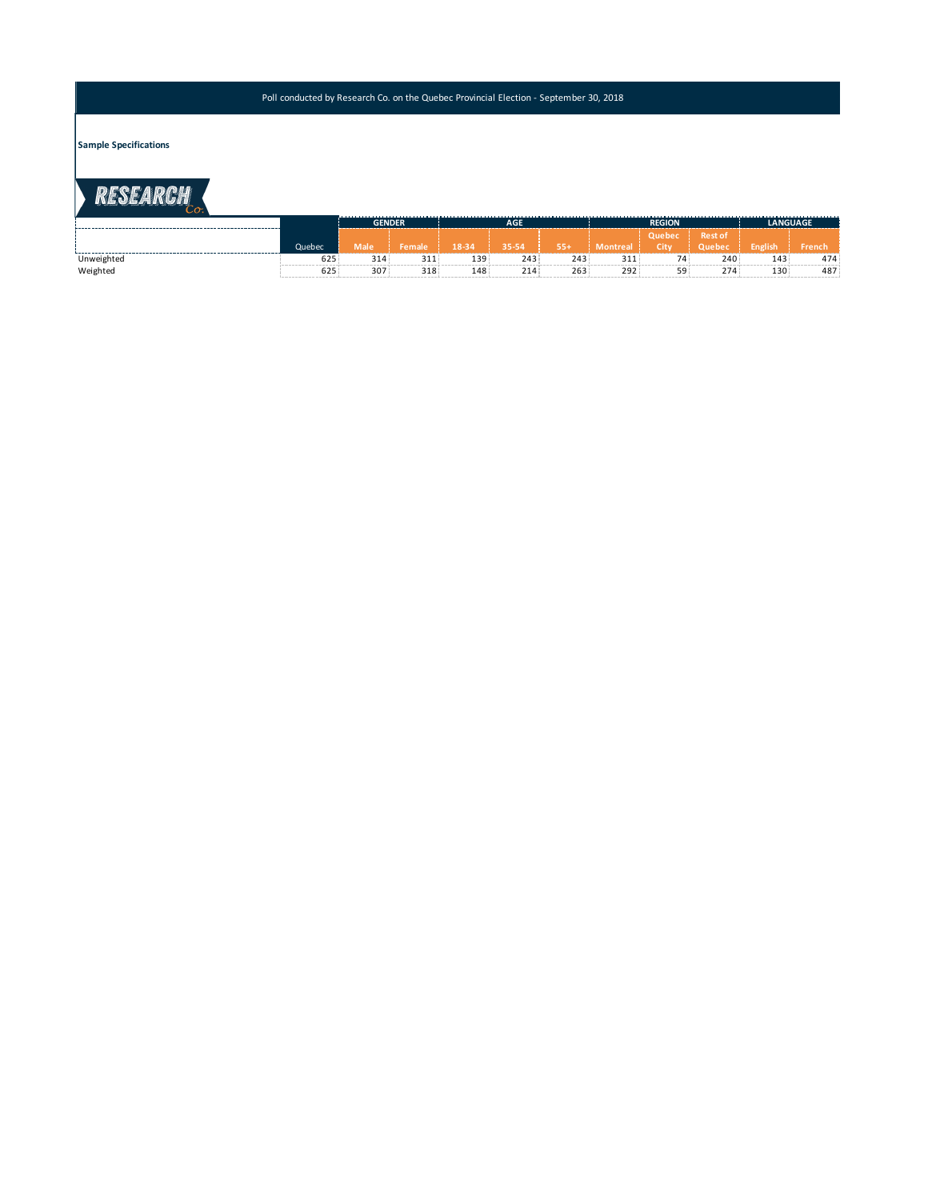Poll conducted by Research Co. on the Quebec Provincial Election - September 30, 2018

**Sample Specifications**

| | | GENDER | | AGE | | | REGION | | | LANGUAGE | |
|---|---|---|---|---|---|---|---|---|---|---|---|
| | Quebec | Male | Female | 18-34 | 35-54 | 55+ | Montreal | Quebec City | Rest of Quebec | English | French |
| Unweighted | 625 | 314 | 311 | 139 | 243 | 243 | 311 | 74 | 240 | 143 | 474 |
| Weighted | 625 | 307 | 318 | 148 | 214 | 263 | 292 | 59 | 274 | 130 | 487 |